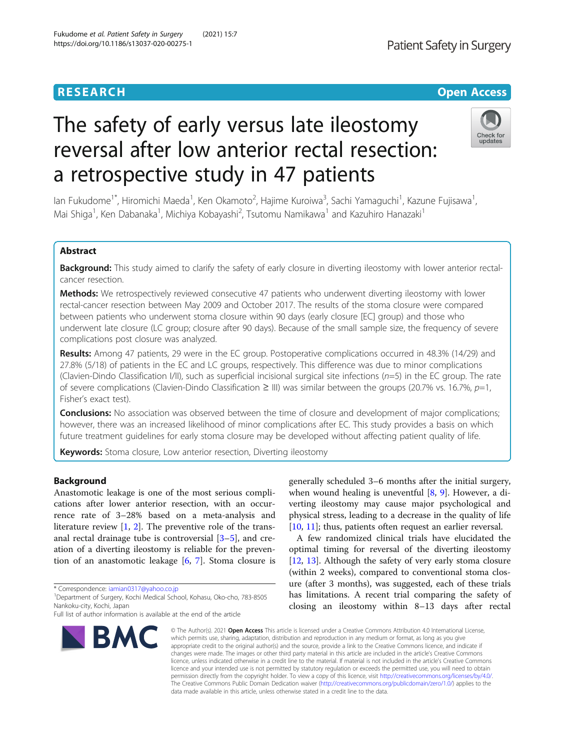# The safety of early versus late ileostomy reversal after low anterior rectal resection: a retrospective study in 47 patients

Ian Fukudome[1*], Hiromichi Maeda[1], Ken Okamoto[2], Hajime Kuroiwa[3], Sachi Yamaguchi[1], Kazune Fujisawa[1], Mai Shiga[1], Ken Dabanaka[1], Michiya Kobayashi[2], Tsutomu Namikawa[1] and Kazuhiro Hanazaki[1]

## Abstract

**Background:** This study aimed to clarify the safety of early closure in diverting ileostomy with lower anterior rectal-cancer resection.

**Methods:** We retrospectively reviewed consecutive 47 patients who underwent diverting ileostomy with lower rectal-cancer resection between May 2009 and October 2017. The results of the stoma closure were compared between patients who underwent stoma closure within 90 days (early closure [EC] group) and those who underwent late closure (LC group; closure after 90 days). Because of the small sample size, the frequency of severe complications post closure was analyzed.

**Results:** Among 47 patients, 29 were in the EC group. Postoperative complications occurred in 48.3% (14/29) and 27.8% (5/18) of patients in the EC and LC groups, respectively. This difference was due to minor complications (Clavien-Dindo Classification I/II), such as superficial incisional surgical site infections ($n$=5) in the EC group. The rate of severe complications (Clavien-Dindo Classification ≥ III) was similar between the groups (20.7% vs. 16.7%, $p$=1, Fisher's exact test).

**Conclusions:** No association was observed between the time of closure and development of major complications; however, there was an increased likelihood of minor complications after EC. This study provides a basis on which future treatment guidelines for early stoma closure may be developed without affecting patient quality of life.

**Keywords:** Stoma closure, Low anterior resection, Diverting ileostomy

## Background

Anastomotic leakage is one of the most serious complications after lower anterior resection, with an occurrence rate of 3–28% based on a meta-analysis and literature review [1, 2]. The preventive role of the transanal rectal drainage tube is controversial [3–5], and creation of a diverting ileostomy is reliable for the prevention of an anastomotic leakage [6, 7]. Stoma closure is generally scheduled 3–6 months after the initial surgery, when wound healing is uneventful [8, 9]. However, a diverting ileostomy may cause major psychological and physical stress, leading to a decrease in the quality of life [10, 11]; thus, patients often request an earlier reversal.

A few randomized clinical trials have elucidated the optimal timing for reversal of the diverting ileostomy [12, 13]. Although the safety of very early stoma closure (within 2 weeks), compared to conventional stoma closure (after 3 months), was suggested, each of these trials has limitations. A recent trial comparing the safety of closing an ileostomy within 8–13 days after rectal

\* Correspondence: iamian0317@yahoo.co.jp
[1]Department of Surgery, Kochi Medical School, Kohasu, Oko-cho, 783-8505 Nankoku-city, Kochi, Japan
Full list of author information is available at the end of the article

© The Author(s). 2021 **Open Access** This article is licensed under a Creative Commons Attribution 4.0 International License, which permits use, sharing, adaptation, distribution and reproduction in any medium or format, as long as you give appropriate credit to the original author(s) and the source, provide a link to the Creative Commons licence, and indicate if changes were made. The images or other third party material in this article are included in the article's Creative Commons licence, unless indicated otherwise in a credit line to the material. If material is not included in the article's Creative Commons licence and your intended use is not permitted by statutory regulation or exceeds the permitted use, you will need to obtain permission directly from the copyright holder. To view a copy of this licence, visit http://creativecommons.org/licenses/by/4.0/. The Creative Commons Public Domain Dedication waiver (http://creativecommons.org/publicdomain/zero/1.0/) applies to the data made available in this article, unless otherwise stated in a credit line to the data.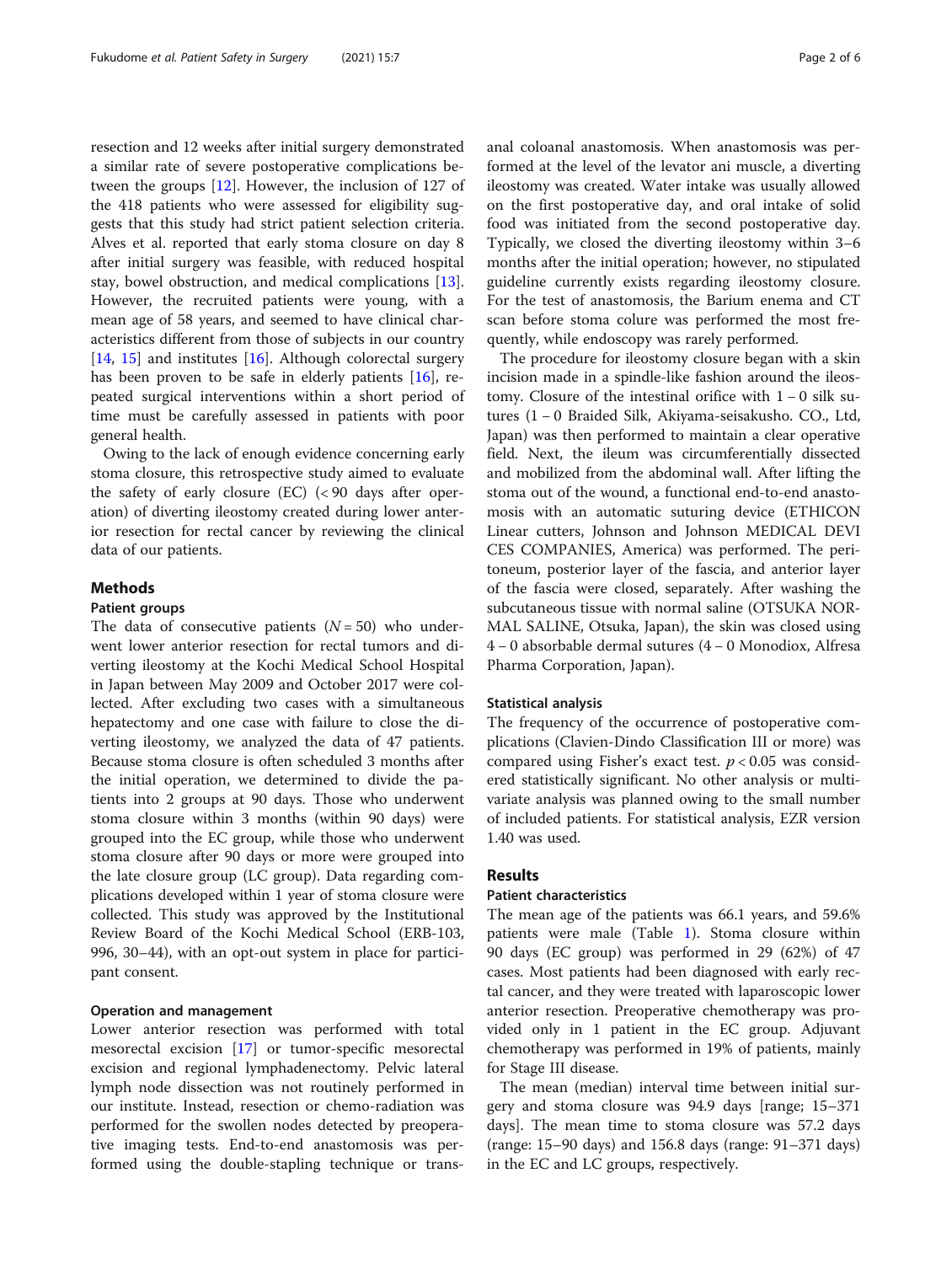resection and 12 weeks after initial surgery demonstrated a similar rate of severe postoperative complications between the groups [12]. However, the inclusion of 127 of the 418 patients who were assessed for eligibility suggests that this study had strict patient selection criteria. Alves et al. reported that early stoma closure on day 8 after initial surgery was feasible, with reduced hospital stay, bowel obstruction, and medical complications [13]. However, the recruited patients were young, with a mean age of 58 years, and seemed to have clinical characteristics different from those of subjects in our country [14, 15] and institutes [16]. Although colorectal surgery has been proven to be safe in elderly patients [16], repeated surgical interventions within a short period of time must be carefully assessed in patients with poor general health.

Owing to the lack of enough evidence concerning early stoma closure, this retrospective study aimed to evaluate the safety of early closure (EC) (< 90 days after operation) of diverting ileostomy created during lower anterior resection for rectal cancer by reviewing the clinical data of our patients.

## Methods

### Patient groups

The data of consecutive patients ($N = 50$) who underwent lower anterior resection for rectal tumors and diverting ileostomy at the Kochi Medical School Hospital in Japan between May 2009 and October 2017 were collected. After excluding two cases with a simultaneous hepatectomy and one case with failure to close the diverting ileostomy, we analyzed the data of 47 patients. Because stoma closure is often scheduled 3 months after the initial operation, we determined to divide the patients into 2 groups at 90 days. Those who underwent stoma closure within 3 months (within 90 days) were grouped into the EC group, while those who underwent stoma closure after 90 days or more were grouped into the late closure group (LC group). Data regarding complications developed within 1 year of stoma closure were collected. This study was approved by the Institutional Review Board of the Kochi Medical School (ERB-103, 996, 30–44), with an opt-out system in place for participant consent.

### Operation and management

Lower anterior resection was performed with total mesorectal excision [17] or tumor-specific mesorectal excision and regional lymphadenectomy. Pelvic lateral lymph node dissection was not routinely performed in our institute. Instead, resection or chemo-radiation was performed for the swollen nodes detected by preoperative imaging tests. End-to-end anastomosis was performed using the double-stapling technique or trans-anal coloanal anastomosis. When anastomosis was performed at the level of the levator ani muscle, a diverting ileostomy was created. Water intake was usually allowed on the first postoperative day, and oral intake of solid food was initiated from the second postoperative day. Typically, we closed the diverting ileostomy within 3–6 months after the initial operation; however, no stipulated guideline currently exists regarding ileostomy closure. For the test of anastomosis, the Barium enema and CT scan before stoma colure was performed the most frequently, while endoscopy was rarely performed.

The procedure for ileostomy closure began with a skin incision made in a spindle-like fashion around the ileostomy. Closure of the intestinal orifice with 1 – 0 silk sutures (1 – 0 Braided Silk, Akiyama-seisakusho. CO., Ltd, Japan) was then performed to maintain a clear operative field. Next, the ileum was circumferentially dissected and mobilized from the abdominal wall. After lifting the stoma out of the wound, a functional end-to-end anastomosis with an automatic suturing device (ETHICON Linear cutters, Johnson and Johnson MEDICAL DEVICES COMPANIES, America) was performed. The peritoneum, posterior layer of the fascia, and anterior layer of the fascia were closed, separately. After washing the subcutaneous tissue with normal saline (OTSUKA NORMAL SALINE, Otsuka, Japan), the skin was closed using 4 – 0 absorbable dermal sutures (4 – 0 Monodiox, Alfresa Pharma Corporation, Japan).

### Statistical analysis

The frequency of the occurrence of postoperative complications (Clavien-Dindo Classification III or more) was compared using Fisher's exact test. $p < 0.05$ was considered statistically significant. No other analysis or multivariate analysis was planned owing to the small number of included patients. For statistical analysis, EZR version 1.40 was used.

## Results

### Patient characteristics

The mean age of the patients was 66.1 years, and 59.6% patients were male (Table 1). Stoma closure within 90 days (EC group) was performed in 29 (62%) of 47 cases. Most patients had been diagnosed with early rectal cancer, and they were treated with laparoscopic lower anterior resection. Preoperative chemotherapy was provided only in 1 patient in the EC group. Adjuvant chemotherapy was performed in 19% of patients, mainly for Stage III disease.

The mean (median) interval time between initial surgery and stoma closure was 94.9 days [range; 15–371 days]. The mean time to stoma closure was 57.2 days (range: 15–90 days) and 156.8 days (range: 91–371 days) in the EC and LC groups, respectively.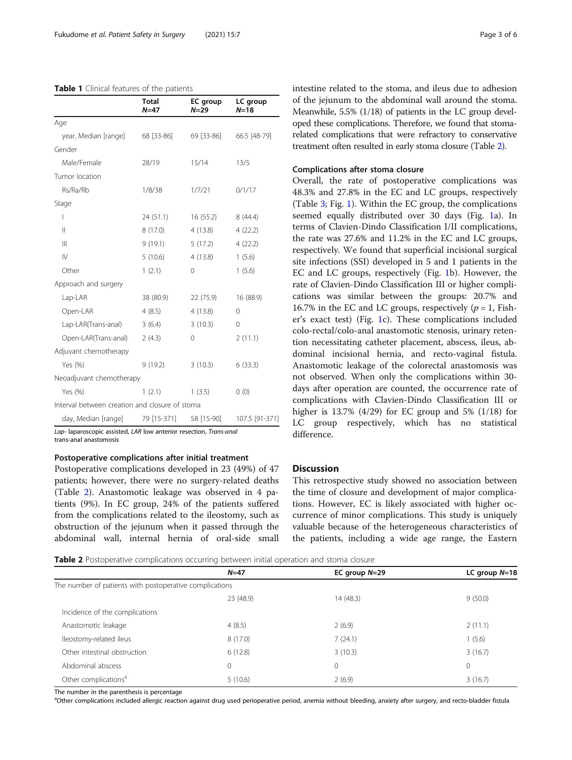**Table 1** Clinical features of the patients

| | Total $N$=47 | EC group $N$=29 | LC group $N$=18 |
|---|---|---|---|
| Age | | | |
| year, Median [range] | 68 [33-86] | 69 [33-86] | 66.5 [48-79] |
| Gender | | | |
| Male/Female | 28/19 | 15/14 | 13/5 |
| Tumor location | | | |
| Rs/Ra/Rb | 1/8/38 | 1/7/21 | 0/1/17 |
| Stage | | | |
| I | 24 (51.1) | 16 (55.2) | 8 (44.4) |
| II | 8 (17.0) | 4 (13.8) | 4 (22.2) |
| III | 9 (19.1) | 5 (17.2) | 4 (22.2) |
| IV | 5 (10.6) | 4 (13.8) | 1 (5.6) |
| Other | 1 (2.1) | 0 | 1 (5.6) |
| Approach and surgery | | | |
| Lap-LAR | 38 (80.9) | 22 (75.9) | 16 (88.9) |
| Open-LAR | 4 (8.5) | 4 (13.8) | 0 |
| Lap-LAR(Trans-anal) | 3 (6.4) | 3 (10.3) | 0 |
| Open-LAR(Trans-anal) | 2 (4.3) | 0 | 2 (11.1) |
| Adjuvant chemotherapy | | | |
| Yes (%) | 9 (19.2) | 3 (10.3) | 6 (33.3) |
| Neoadjuvant chemotherapy | | | |
| Yes (%) | 1 (2.1) | 1 (3.5) | 0 (0) |
| Interval between creation and closure of stoma | | | |
| day, Median [range] | 79 [15-371] | 58 [15-90] | 107.5 [91-371] |

*Lap-* laparoscopic assisted, *LAR* low anterior resection, *Trans-anal* trans-anal anastomosis

### Postoperative complications after initial treatment

Postoperative complications developed in 23 (49%) of 47 patients; however, there were no surgery-related deaths (Table 2). Anastomotic leakage was observed in 4 patients (9%). In EC group, 24% of the patients suffered from the complications related to the ileostomy, such as obstruction of the jejunum when it passed through the abdominal wall, internal hernia of oral-side small intestine related to the stoma, and ileus due to adhesion of the jejunum to the abdominal wall around the stoma. Meanwhile, 5.5% (1/18) of patients in the LC group developed these complications. Therefore, we found that stoma-related complications that were refractory to conservative treatment often resulted in early stoma closure (Table 2).

### Complications after stoma closure

Overall, the rate of postoperative complications was 48.3% and 27.8% in the EC and LC groups, respectively (Table 3; Fig. 1). Within the EC group, the complications seemed equally distributed over 30 days (Fig. 1a). In terms of Clavien-Dindo Classification I/II complications, the rate was 27.6% and 11.2% in the EC and LC groups, respectively. We found that superficial incisional surgical site infections (SSI) developed in 5 and 1 patients in the EC and LC groups, respectively (Fig. 1b). However, the rate of Clavien-Dindo Classification III or higher complications was similar between the groups: 20.7% and 16.7% in the EC and LC groups, respectively ($p = 1$, Fisher's exact test) (Fig. 1c). These complications included colo-rectal/colo-anal anastomotic stenosis, urinary retention necessitating catheter placement, abscess, ileus, abdominal incisional hernia, and recto-vaginal fistula. Anastomotic leakage of the colorectal anastomosis was not observed. When only the complications within 30-days after operation are counted, the occurrence rate of complications with Clavien-Dindo Classification III or higher is 13.7% (4/29) for EC group and 5% (1/18) for LC group respectively, which has no statistical difference.

## Discussion

This retrospective study showed no association between the time of closure and development of major complications. However, EC is likely associated with higher occurrence of minor complications. This study is uniquely valuable because of the heterogeneous characteristics of the patients, including a wide age range, the Eastern

**Table 2** Postoperative complications occurring between initial operation and stoma closure

| | $N$=47 | EC group $N$=29 | LC group $N$=18 |
|---|---|---|---|
| The number of patients with postoperative complications | | | |
| | 23 (48.9) | 14 (48.3) | 9 (50.0) |
| Incidence of the complications | | | |
| Anastomotic leakage | 4 (8.5) | 2 (6.9) | 2 (11.1) |
| Ileostomy-related ileus | 8 (17.0) | 7 (24.1) | 1 (5.6) |
| Other intestinal obstruction | 6 (12.8) | 3 (10.3) | 3 (16.7) |
| Abdominal abscess | 0 | 0 | 0 |
| Other complications[a] | 5 (10.6) | 2 (6.9) | 3 (16.7) |

The number in the parenthesis is percentage

[a]Other complications included allergic reaction against drug used perioperative period, anemia without bleeding, anxiety after surgery, and recto-bladder fistula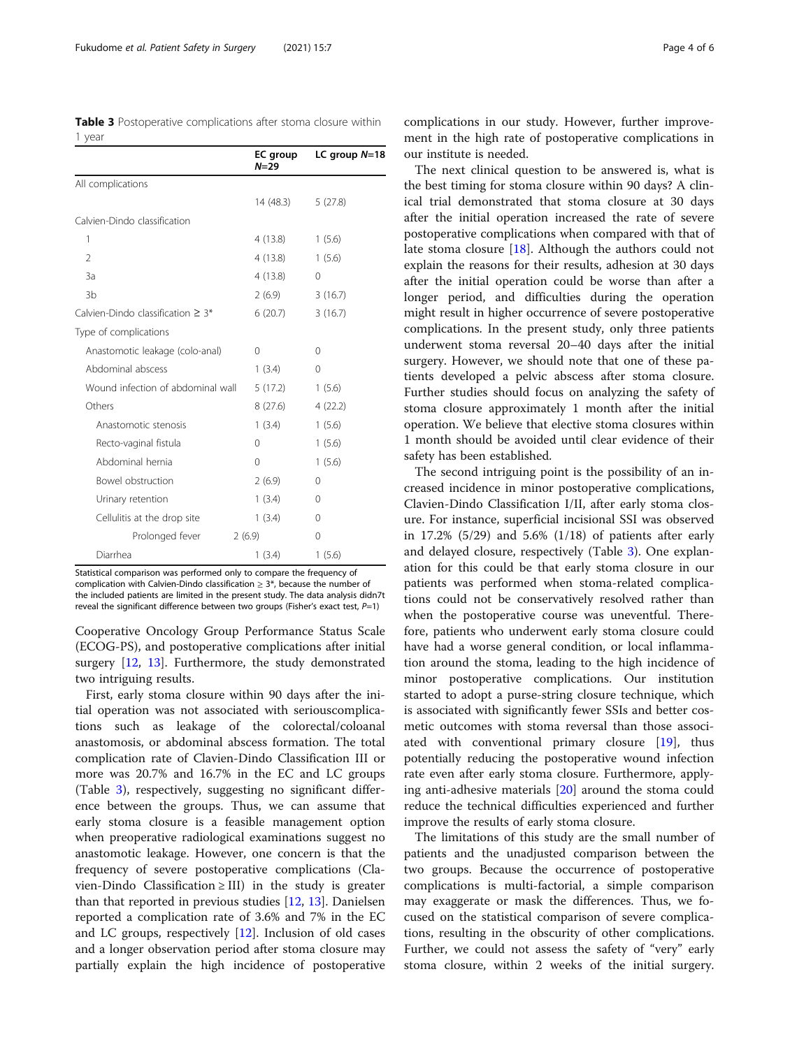**Table 3** Postoperative complications after stoma closure within 1 year

| | EC group N=29 | LC group N=18 |
|---|---|---|
| All complications | | |
| | 14 (48.3) | 5 (27.8) |
| Calvien-Dindo classification | | |
| 1 | 4 (13.8) | 1 (5.6) |
| 2 | 4 (13.8) | 1 (5.6) |
| 3a | 4 (13.8) | 0 |
| 3b | 2 (6.9) | 3 (16.7) |
| Calvien-Dindo classification ≥ 3* | 6 (20.7) | 3 (16.7) |
| Type of complications | | |
| Anastomotic leakage (colo-anal) | 0 | 0 |
| Abdominal abscess | 1 (3.4) | 0 |
| Wound infection of abdominal wall | 5 (17.2) | 1 (5.6) |
| Others | 8 (27.6) | 4 (22.2) |
| Anastomotic stenosis | 1 (3.4) | 1 (5.6) |
| Recto-vaginal fistula | 0 | 1 (5.6) |
| Abdominal hernia | 0 | 1 (5.6) |
| Bowel obstruction | 2 (6.9) | 0 |
| Urinary retention | 1 (3.4) | 0 |
| Cellulitis at the drop site | 1 (3.4) | 0 |
| Prolonged fever | 2 (6.9) | 0 |
| Diarrhea | 1 (3.4) | 1 (5.6) |

Statistical comparison was performed only to compare the frequency of complication with Calvien-Dindo classification ≥ 3*, because the number of the included patients are limited in the present study. The data analysis didn7t reveal the significant difference between two groups (Fisher's exact test, $P$=1)

Cooperative Oncology Group Performance Status Scale (ECOG-PS), and postoperative complications after initial surgery [12, 13]. Furthermore, the study demonstrated two intriguing results.

First, early stoma closure within 90 days after the initial operation was not associated with seriouscomplications such as leakage of the colorectal/coloanal anastomosis, or abdominal abscess formation. The total complication rate of Clavien-Dindo Classification III or more was 20.7% and 16.7% in the EC and LC groups (Table 3), respectively, suggesting no significant difference between the groups. Thus, we can assume that early stoma closure is a feasible management option when preoperative radiological examinations suggest no anastomotic leakage. However, one concern is that the frequency of severe postoperative complications (Clavien-Dindo Classification ≥ III) in the study is greater than that reported in previous studies [12, 13]. Danielsen reported a complication rate of 3.6% and 7% in the EC and LC groups, respectively [12]. Inclusion of old cases and a longer observation period after stoma closure may partially explain the high incidence of postoperative complications in our study. However, further improvement in the high rate of postoperative complications in our institute is needed.

The next clinical question to be answered is, what is the best timing for stoma closure within 90 days? A clinical trial demonstrated that stoma closure at 30 days after the initial operation increased the rate of severe postoperative complications when compared with that of late stoma closure [18]. Although the authors could not explain the reasons for their results, adhesion at 30 days after the initial operation could be worse than after a longer period, and difficulties during the operation might result in higher occurrence of severe postoperative complications. In the present study, only three patients underwent stoma reversal 20–40 days after the initial surgery. However, we should note that one of these patients developed a pelvic abscess after stoma closure. Further studies should focus on analyzing the safety of stoma closure approximately 1 month after the initial operation. We believe that elective stoma closures within 1 month should be avoided until clear evidence of their safety has been established.

The second intriguing point is the possibility of an increased incidence in minor postoperative complications, Clavien-Dindo Classification I/II, after early stoma closure. For instance, superficial incisional SSI was observed in 17.2% (5/29) and 5.6% (1/18) of patients after early and delayed closure, respectively (Table 3). One explanation for this could be that early stoma closure in our patients was performed when stoma-related complications could not be conservatively resolved rather than when the postoperative course was uneventful. Therefore, patients who underwent early stoma closure could have had a worse general condition, or local inflammation around the stoma, leading to the high incidence of minor postoperative complications. Our institution started to adopt a purse-string closure technique, which is associated with significantly fewer SSIs and better cosmetic outcomes with stoma reversal than those associated with conventional primary closure [19], thus potentially reducing the postoperative wound infection rate even after early stoma closure. Furthermore, applying anti-adhesive materials [20] around the stoma could reduce the technical difficulties experienced and further improve the results of early stoma closure.

The limitations of this study are the small number of patients and the unadjusted comparison between the two groups. Because the occurrence of postoperative complications is multi-factorial, a simple comparison may exaggerate or mask the differences. Thus, we focused on the statistical comparison of severe complications, resulting in the obscurity of other complications. Further, we could not assess the safety of "very" early stoma closure, within 2 weeks of the initial surgery.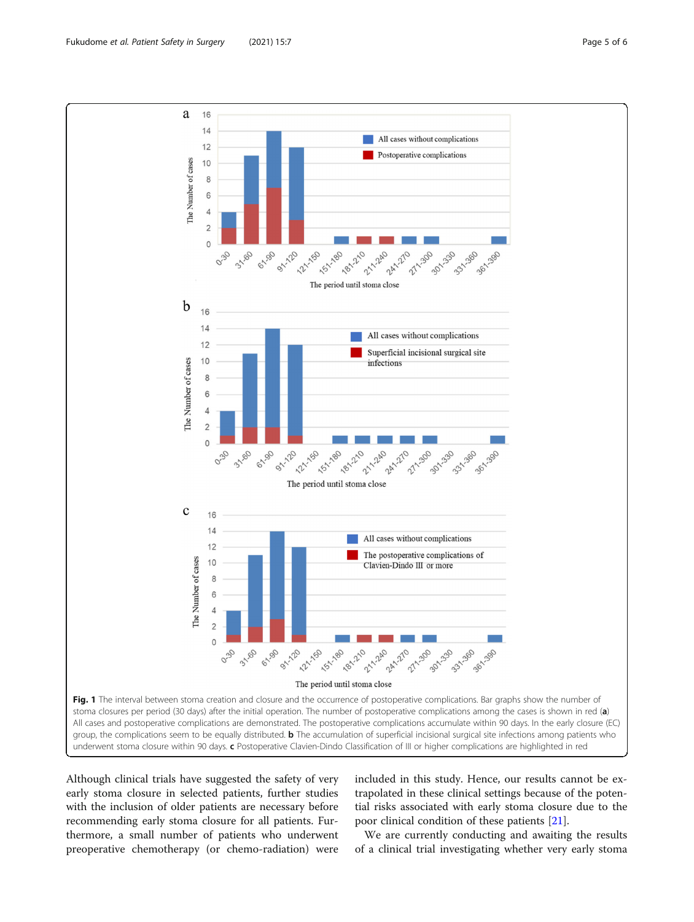**Fig. 1** The interval between stoma creation and closure and the occurrence of postoperative complications. Bar graphs show the number of stoma closures per period (30 days) after the initial operation. The number of postoperative complications among the cases is shown in red (**a**) All cases and postoperative complications are demonstrated. The postoperative complications accumulate within 90 days. In the early closure (EC) group, the complications seem to be equally distributed. **b** The accumulation of superficial incisional surgical site infections among patients who underwent stoma closure within 90 days. **c** Postoperative Clavien-Dindo Classification of III or higher complications are highlighted in red

Although clinical trials have suggested the safety of very early stoma closure in selected patients, further studies with the inclusion of older patients are necessary before recommending early stoma closure for all patients. Furthermore, a small number of patients who underwent preoperative chemotherapy (or chemo-radiation) were included in this study. Hence, our results cannot be extrapolated in these clinical settings because of the potential risks associated with early stoma closure due to the poor clinical condition of these patients [21].

We are currently conducting and awaiting the results of a clinical trial investigating whether very early stoma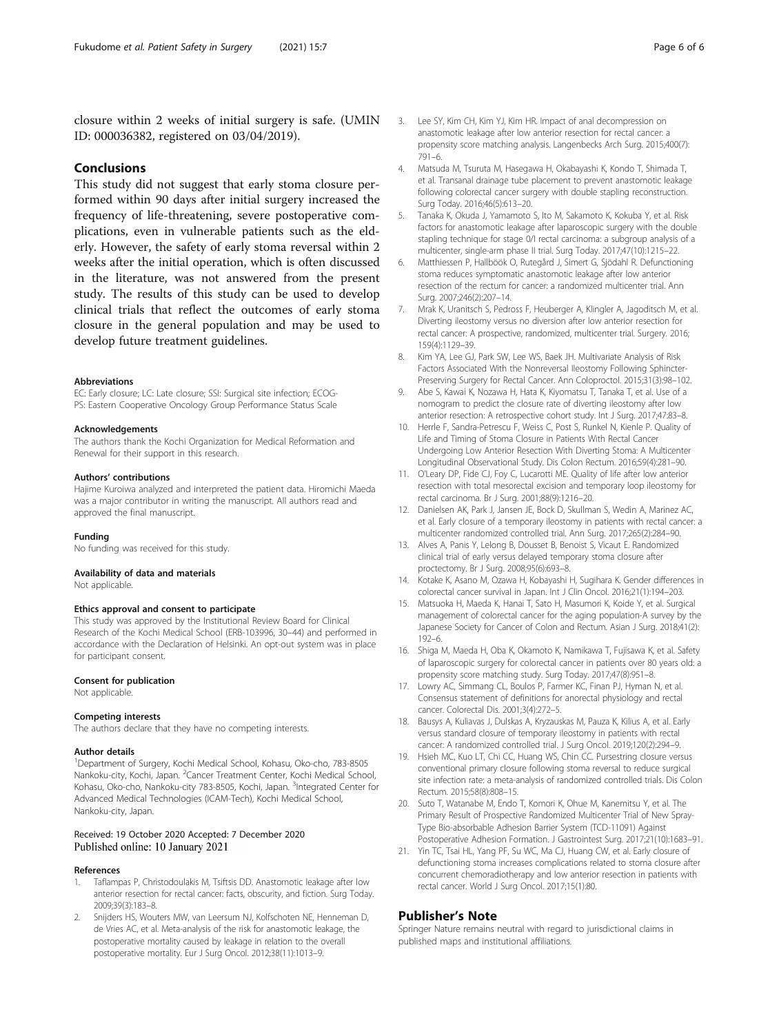closure within 2 weeks of initial surgery is safe. (UMIN ID: 000036382, registered on 03/04/2019).

## Conclusions

This study did not suggest that early stoma closure performed within 90 days after initial surgery increased the frequency of life-threatening, severe postoperative complications, even in vulnerable patients such as the elderly. However, the safety of early stoma reversal within 2 weeks after the initial operation, which is often discussed in the literature, was not answered from the present study. The results of this study can be used to develop clinical trials that reflect the outcomes of early stoma closure in the general population and may be used to develop future treatment guidelines.

#### Abbreviations

EC: Early closure; LC: Late closure; SSI: Surgical site infection; ECOG-PS: Eastern Cooperative Oncology Group Performance Status Scale

#### Acknowledgements

The authors thank the Kochi Organization for Medical Reformation and Renewal for their support in this research.

#### Authors' contributions

Hajime Kuroiwa analyzed and interpreted the patient data. Hiromichi Maeda was a major contributor in writing the manuscript. All authors read and approved the final manuscript.

#### Funding

No funding was received for this study.

#### Availability of data and materials

Not applicable.

#### Ethics approval and consent to participate

This study was approved by the Institutional Review Board for Clinical Research of the Kochi Medical School (ERB-103996, 30–44) and performed in accordance with the Declaration of Helsinki. An opt-out system was in place for participant consent.

#### Consent for publication

Not applicable.

#### Competing interests

The authors declare that they have no competing interests.

#### Author details

[1]Department of Surgery, Kochi Medical School, Kohasu, Oko-cho, 783-8505 Nankoku-city, Kochi, Japan. [2]Cancer Treatment Center, Kochi Medical School, Kohasu, Oko-cho, Nankoku-city 783-8505, Kochi, Japan. [3]Integrated Center for Advanced Medical Technologies (ICAM-Tech), Kochi Medical School, Nankoku-city, Japan.

Received: 19 October 2020 Accepted: 7 December 2020
Published online: 10 January 2021

#### References

1. Taflampas P, Christodoulakis M, Tsiftsis DD. Anastomotic leakage after low anterior resection for rectal cancer: facts, obscurity, and fiction. Surg Today. 2009;39(3):183–8.
2. Snijders HS, Wouters MW, van Leersum NJ, Kolfschoten NE, Henneman D, de Vries AC, et al. Meta-analysis of the risk for anastomotic leakage, the postoperative mortality caused by leakage in relation to the overall postoperative mortality. Eur J Surg Oncol. 2012;38(11):1013–9.
3. Lee SY, Kim CH, Kim YJ, Kim HR. Impact of anal decompression on anastomotic leakage after low anterior resection for rectal cancer: a propensity score matching analysis. Langenbecks Arch Surg. 2015;400(7):791–6.
4. Matsuda M, Tsuruta M, Hasegawa H, Okabayashi K, Kondo T, Shimada T, et al. Transanal drainage tube placement to prevent anastomotic leakage following colorectal cancer surgery with double stapling reconstruction. Surg Today. 2016;46(5):613–20.
5. Tanaka K, Okuda J, Yamamoto S, Ito M, Sakamoto K, Kokuba Y, et al. Risk factors for anastomotic leakage after laparoscopic surgery with the double stapling technique for stage 0/I rectal carcinoma: a subgroup analysis of a multicenter, single-arm phase II trial. Surg Today. 2017;47(10):1215–22.
6. Matthiessen P, Hallböök O, Rutegård J, Simert G, Sjödahl R. Defunctioning stoma reduces symptomatic anastomotic leakage after low anterior resection of the rectum for cancer: a randomized multicenter trial. Ann Surg. 2007;246(2):207–14.
7. Mrak K, Uranitsch S, Pedross F, Heuberger A, Klingler A, Jagoditsch M, et al. Diverting ileostomy versus no diversion after low anterior resection for rectal cancer: A prospective, randomized, multicenter trial. Surgery. 2016;159(4):1129–39.
8. Kim YA, Lee GJ, Park SW, Lee WS, Baek JH. Multivariate Analysis of Risk Factors Associated With the Nonreversal Ileostomy Following Sphincter-Preserving Surgery for Rectal Cancer. Ann Coloproctol. 2015;31(3):98–102.
9. Abe S, Kawai K, Nozawa H, Hata K, Kiyomatsu T, Tanaka T, et al. Use of a nomogram to predict the closure rate of diverting ileostomy after low anterior resection: A retrospective cohort study. Int J Surg. 2017;47:83–8.
10. Herrle F, Sandra-Petrescu F, Weiss C, Post S, Runkel N, Kienle P. Quality of Life and Timing of Stoma Closure in Patients With Rectal Cancer Undergoing Low Anterior Resection With Diverting Stoma: A Multicenter Longitudinal Observational Study. Dis Colon Rectum. 2016;59(4):281–90.
11. O'Leary DP, Fide CJ, Foy C, Lucarotti ME. Quality of life after low anterior resection with total mesorectal excision and temporary loop ileostomy for rectal carcinoma. Br J Surg. 2001;88(9):1216–20.
12. Danielsen AK, Park J, Jansen JE, Bock D, Skullman S, Wedin A, Marinez AC, et al. Early closure of a temporary ileostomy in patients with rectal cancer: a multicenter randomized controlled trial. Ann Surg. 2017;265(2):284–90.
13. Alves A, Panis Y, Lelong B, Dousset B, Benoist S, Vicaut E. Randomized clinical trial of early versus delayed temporary stoma closure after proctectomy. Br J Surg. 2008;95(6):693–8.
14. Kotake K, Asano M, Ozawa H, Kobayashi H, Sugihara K. Gender differences in colorectal cancer survival in Japan. Int J Clin Oncol. 2016;21(1):194–203.
15. Matsuoka H, Maeda K, Hanai T, Sato H, Masumori K, Koide Y, et al. Surgical management of colorectal cancer for the aging population-A survey by the Japanese Society for Cancer of Colon and Rectum. Asian J Surg. 2018;41(2):192–6.
16. Shiga M, Maeda H, Oba K, Okamoto K, Namikawa T, Fujisawa K, et al. Safety of laparoscopic surgery for colorectal cancer in patients over 80 years old: a propensity score matching study. Surg Today. 2017;47(8):951–8.
17. Lowry AC, Simmang CL, Boulos P, Farmer KC, Finan PJ, Hyman N, et al. Consensus statement of definitions for anorectal physiology and rectal cancer. Colorectal Dis. 2001;3(4):272–5.
18. Bausys A, Kuliavas J, Dulskas A, Kryzauskas M, Pauza K, Kilius A, et al. Early versus standard closure of temporary ileostomy in patients with rectal cancer: A randomized controlled trial. J Surg Oncol. 2019;120(2):294–9.
19. Hsieh MC, Kuo LT, Chi CC, Huang WS, Chin CC. Pursestring closure versus conventional primary closure following stoma reversal to reduce surgical site infection rate: a meta-analysis of randomized controlled trials. Dis Colon Rectum. 2015;58(8):808–15.
20. Suto T, Watanabe M, Endo T, Komori K, Ohue M, Kanemitsu Y, et al. The Primary Result of Prospective Randomized Multicenter Trial of New Spray-Type Bio-absorbable Adhesion Barrier System (TCD-11091) Against Postoperative Adhesion Formation. J Gastrointest Surg. 2017;21(10):1683–91.
21. Yin TC, Tsai HL, Yang PF, Su WC, Ma CJ, Huang CW, et al. Early closure of defunctioning stoma increases complications related to stoma closure after concurrent chemoradiotherapy and low anterior resection in patients with rectal cancer. World J Surg Oncol. 2017;15(1):80.

## Publisher's Note

Springer Nature remains neutral with regard to jurisdictional claims in published maps and institutional affiliations.